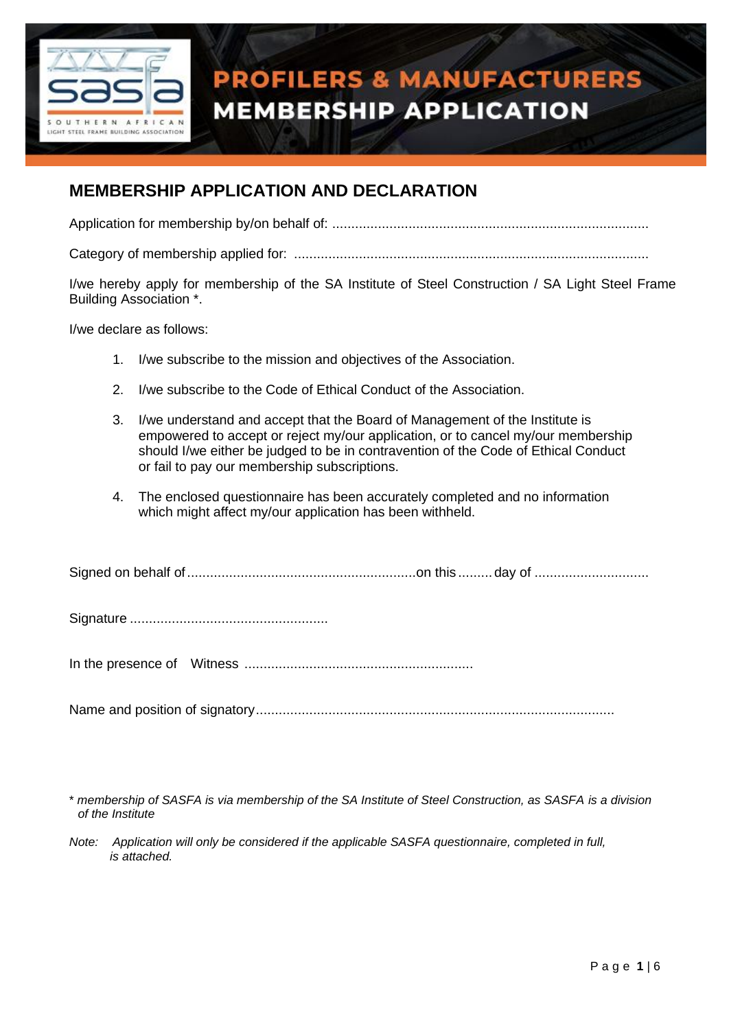# PROFILERS & MANUFACTURERS MEMBERSHIP APPLICATION

## MEMBERSHIP APPLICATION AND DECLARATION

Application for membership by/on behalf of: ..................................................................................

Category of membership applied for: ............................................................................................

I/we hereby apply for membership of the SA Institute of Steel Construction / SA Light Steel Frame Building Association *.

I/we declare as follows:

1. I/we subscribe to the mission and objectives of the Association.
2. I/we subscribe to the Code of Ethical Conduct of the Association.
3. I/we understand and accept that the Board of Management of the Institute is empowered to accept or reject my/our application, or to cancel my/our membership should I/we either be judged to be in contravention of the Code of Ethical Conduct or fail to pay our membership subscriptions.
4. The enclosed questionnaire has been accurately completed and no information which might affect my/our application has been withheld.

Signed on behalf of...........................................................on this.........day of .............................

Signature ...................................................

In the presence of Witness ...........................................................

Name and position of signatory.............................................................................................

*\* membership of SASFA is via membership of the SA Institute of Steel Construction, as SASFA is a division of the Institute*

*Note: Application will only be considered if the applicable SASFA questionnaire, completed in full, is attached.*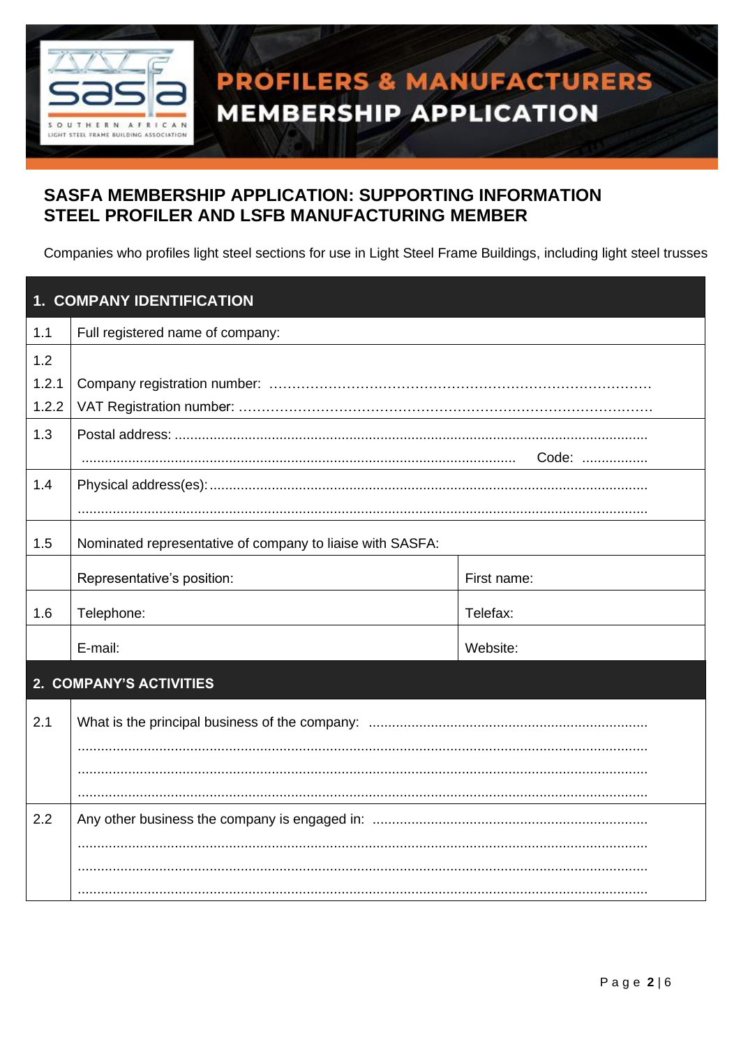# PROFILERS & MANUFACTURERS MEMBERSHIP APPLICATION

## SASFA MEMBERSHIP APPLICATION: SUPPORTING INFORMATION STEEL PROFILER AND LSFB MANUFACTURING MEMBER

Companies who profiles light steel sections for use in Light Steel Frame Buildings, including light steel trusses

| **1. COMPANY IDENTIFICATION** | | |
|---|---|---|
| 1.1 | Full registered name of company: | |
| 1.2 | | |
| 1.2.1 | Company registration number: ……………………………………………………………………… | |
| 1.2.2 | VAT Registration number: ……………………………………………………………………………… | |
| 1.3 | Postal address: .................................................................................................................... ............................................................................................................ Code: ................. | |
| 1.4 | Physical address(es):............................................................................................................ ................................................................................................................................................ | |
| 1.5 | Nominated representative of company to liaise with SASFA: | |
| | Representative's position: | First name: |
| 1.6 | Telephone: | Telefax: |
| | E-mail: | Website: |
| **2. COMPANY'S ACTIVITIES** | | |
| 2.1 | What is the principal business of the company: ........................................................................ ................................................................................................................................................ ................................................................................................................................................ ................................................................................................................................................ | |
| 2.2 | Any other business the company is engaged in: ...................................................................... ................................................................................................................................................ ................................................................................................................................................ ................................................................................................................................................ | |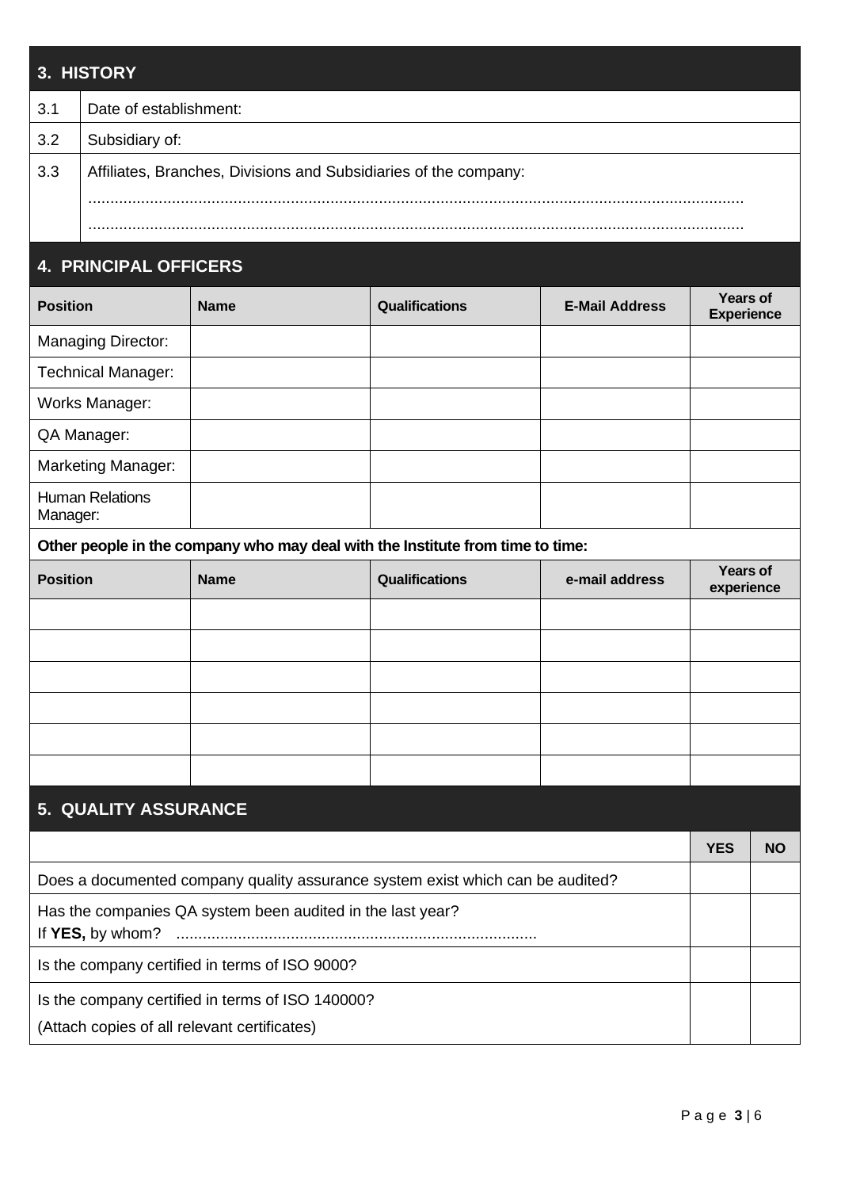## 3. HISTORY

| | |
|---|---|
| 3.1 | Date of establishment: |
| 3.2 | Subsidiary of: |
| 3.3 | Affiliates, Branches, Divisions and Subsidiaries of the company:<br>..................................................................................................................................................<br>.................................................................................................................................................. |

## 4. PRINCIPAL OFFICERS

| Position | Name | Qualifications | E-Mail Address | Years of Experience |
|---|---|---|---|---|
| Managing Director: | | | | |
| Technical Manager: | | | | |
| Works Manager: | | | | |
| QA Manager: | | | | |
| Marketing Manager: | | | | |
| Human Relations Manager: | | | | |

**Other people in the company who may deal with the Institute from time to time:**

| Position | Name | Qualifications | e-mail address | Years of experience |
|---|---|---|---|---|
| | | | | |
| | | | | |
| | | | | |
| | | | | |
| | | | | |
| | | | | |

## 5. QUALITY ASSURANCE

| | YES | NO |
|---|---|---|
| Does a documented company quality assurance system exist which can be audited? | | |
| Has the companies QA system been audited in the last year?<br>If **YES,** by whom? .................................................................................. | | |
| Is the company certified in terms of ISO 9000? | | |
| Is the company certified in terms of ISO 140000?<br>(Attach copies of all relevant certificates) | | |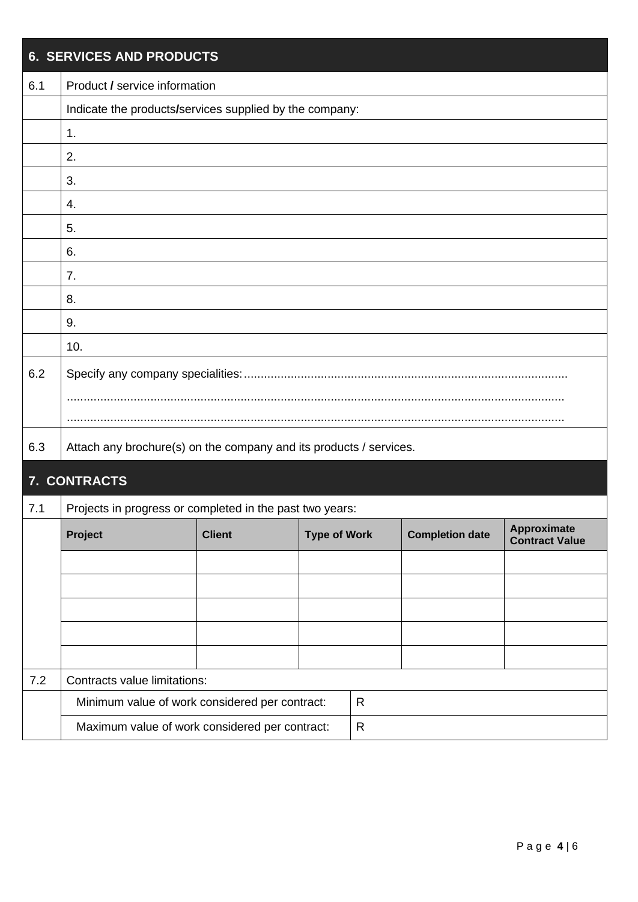## 6. SERVICES AND PRODUCTS

| | |
|---|---|
| 6.1 | Product / service information |
| | Indicate the products/services supplied by the company: |
| | 1. |
| | 2. |
| | 3. |
| | 4. |
| | 5. |
| | 6. |
| | 7. |
| | 8. |
| | 9. |
| | 10. |
| 6.2 | Specify any company specialities:................................................................................................ ....................................................................................................................................................... ....................................................................................................................................................... |
| 6.3 | Attach any brochure(s) on the company and its products / services. |

## 7. CONTRACTS

7.1 Projects in progress or completed in the past two years:

| Project | Client | Type of Work | Completion date | Approximate Contract Value |
|---|---|---|---|---|
| | | | | |
| | | | | |
| | | | | |
| | | | | |
| | | | | |

7.2 Contracts value limitations:

| | |
|---|---|
| Minimum value of work considered per contract: | R |
| Maximum value of work considered per contract: | R |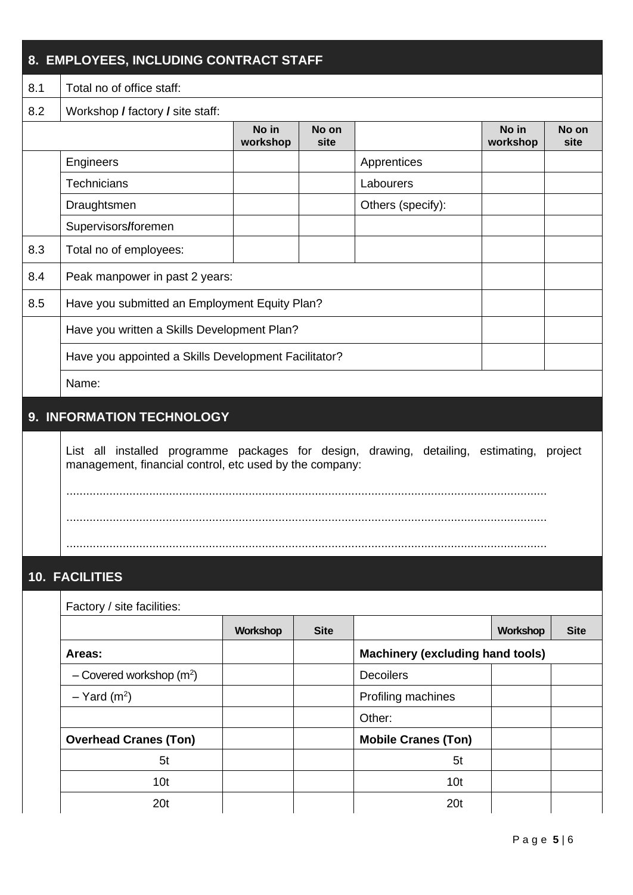## 8. EMPLOYEES, INCLUDING CONTRACT STAFF

| | | | | | | |
|---|---|---|---|---|---|---|
| 8.1 | Total no of office staff: | | | | | |
| 8.2 | Workshop **/** factory **/** site staff: | | | | | |
| | | **No in workshop** | **No on site** | | **No in workshop** | **No on site** |
| | Engineers | | | Apprentices | | |
| | Technicians | | | Labourers | | |
| | Draughtsmen | | | Others (specify): | | |
| | Supervisors**/**foremen | | | | | |
| 8.3 | Total no of employees: | | | | | |
| 8.4 | Peak manpower in past 2 years: | | | | | |
| 8.5 | Have you submitted an Employment Equity Plan? | | | | | |
| | Have you written a Skills Development Plan? | | | | | |
| | Have you appointed a Skills Development Facilitator? | | | | | |
| | Name: | | | | | |

## 9. INFORMATION TECHNOLOGY

List all installed programme packages for design, drawing, detailing, estimating, project management, financial control, etc used by the company:

................................................................................................................................................

................................................................................................................................................

................................................................................................................................................

## 10. FACILITIES

Factory / site facilities:

| | Workshop | Site | | Workshop | Site |
|---|---|---|---|---|---|
| **Areas:** | | | **Machinery (excluding hand tools)** | | |
| – Covered workshop ($m^2$) | | | Decoilers | | |
| – Yard ($m^2$) | | | Profiling machines | | |
| | | | Other: | | |
| **Overhead Cranes (Ton)** | | | **Mobile Cranes (Ton)** | | |
| 5t | | | 5t | | |
| 10t | | | 10t | | |
| 20t | | | 20t | | |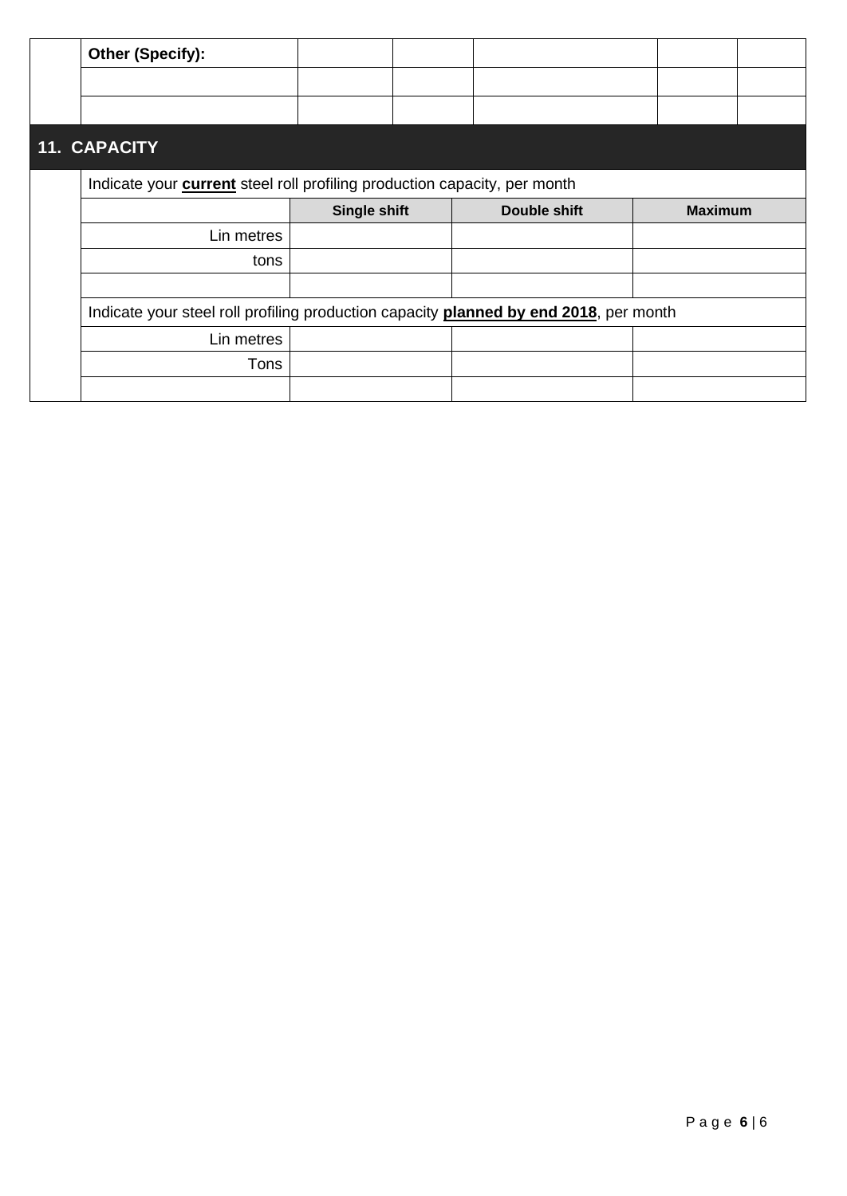| | | | | | |
|---|---|---|---|---|---|
| **Other (Specify):** | | | | | |
| | | | | | |
| | | | | | |

## 11. CAPACITY

Indicate your **current** steel roll profiling production capacity, per month

| | Single shift | Double shift | Maximum |
|---|---|---|---|
| Lin metres | | | |
| tons | | | |
| | | | |

Indicate your steel roll profiling production capacity **planned by end 2018**, per month

| | | | |
|---|---|---|---|
| Lin metres | | | |
| Tons | | | |
| | | | |